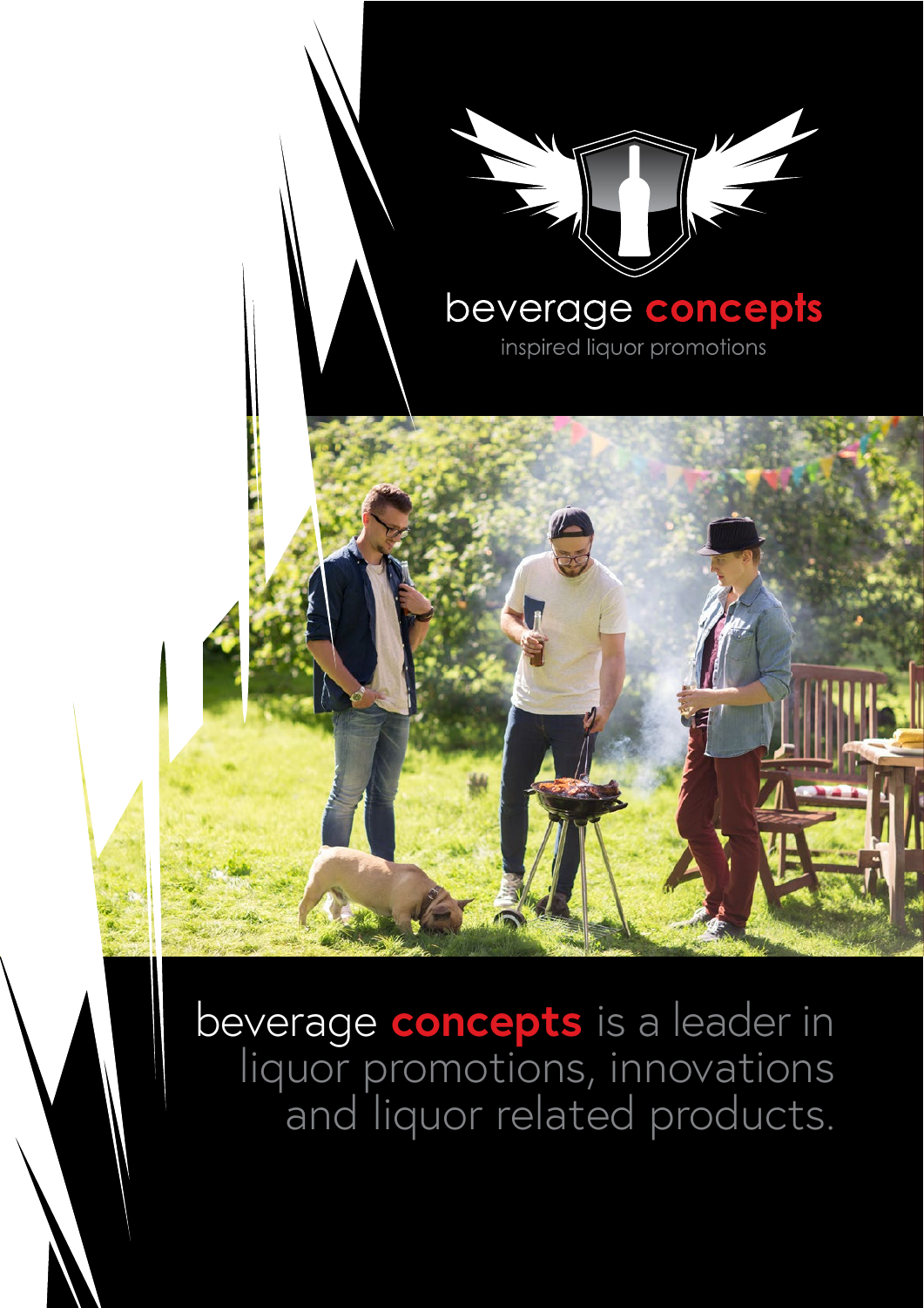# beverage **concepts**

inspired liquor promotions

beverage **concepts** is a leader in liquor promotions, innovations and liquor related products.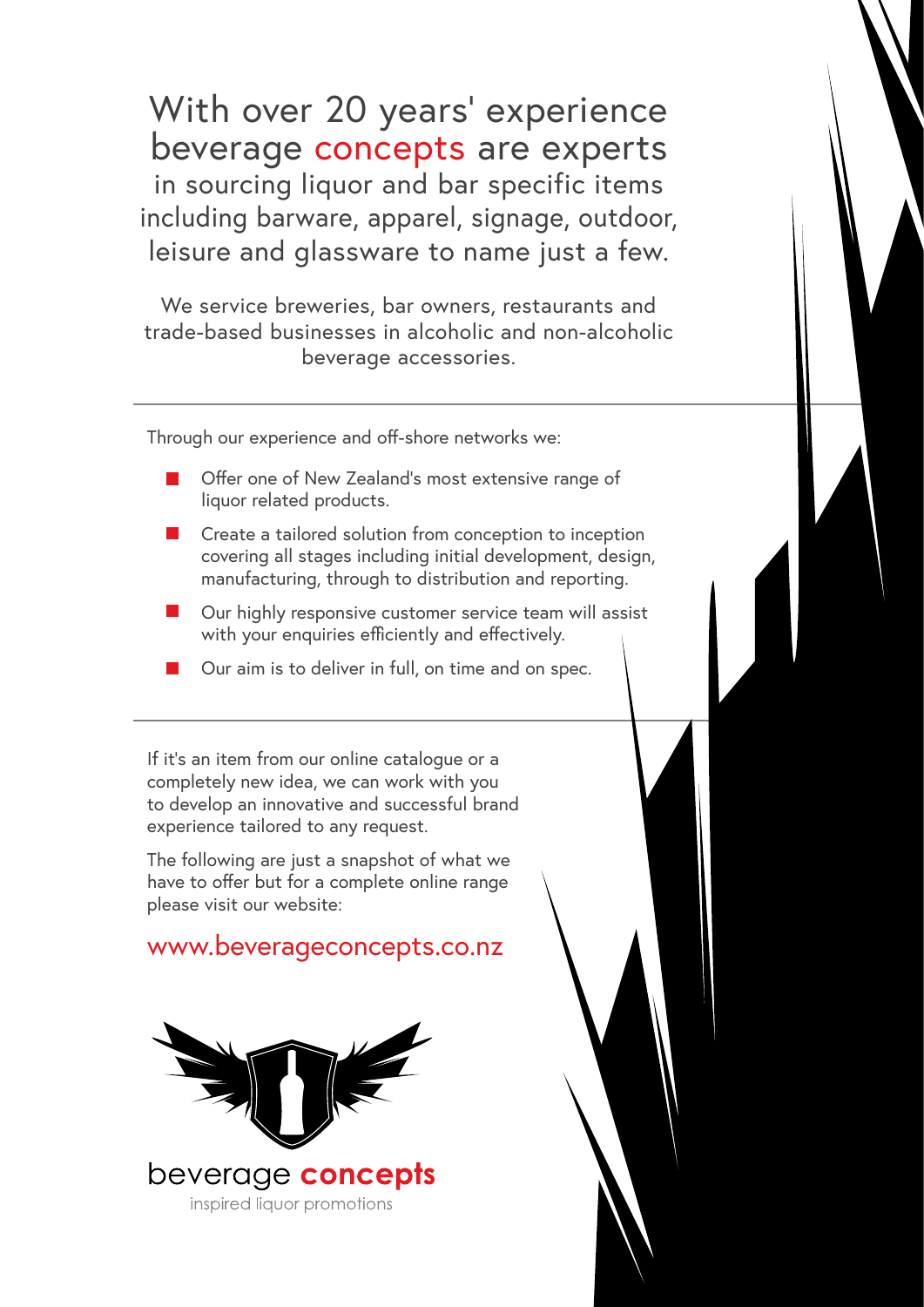# With over 20 years' experience beverage concepts are experts

in sourcing liquor and bar specific items including barware, apparel, signage, outdoor, leisure and glassware to name just a few.

We service breweries, bar owners, restaurants and trade-based businesses in alcoholic and non-alcoholic beverage accessories.

---

Through our experience and off-shore networks we:

- Offer one of New Zealand's most extensive range of liquor related products.
- Create a tailored solution from conception to inception covering all stages including initial development, design, manufacturing, through to distribution and reporting.
- Our highly responsive customer service team will assist with your enquiries efficiently and effectively.
- Our aim is to deliver in full, on time and on spec.

---

If it's an item from our online catalogue or a completely new idea, we can work with you to develop an innovative and successful brand experience tailored to any request.

The following are just a snapshot of what we have to offer but for a complete online range please visit our website:

www.beverageconcepts.co.nz

beverage **concepts**

inspired liquor promotions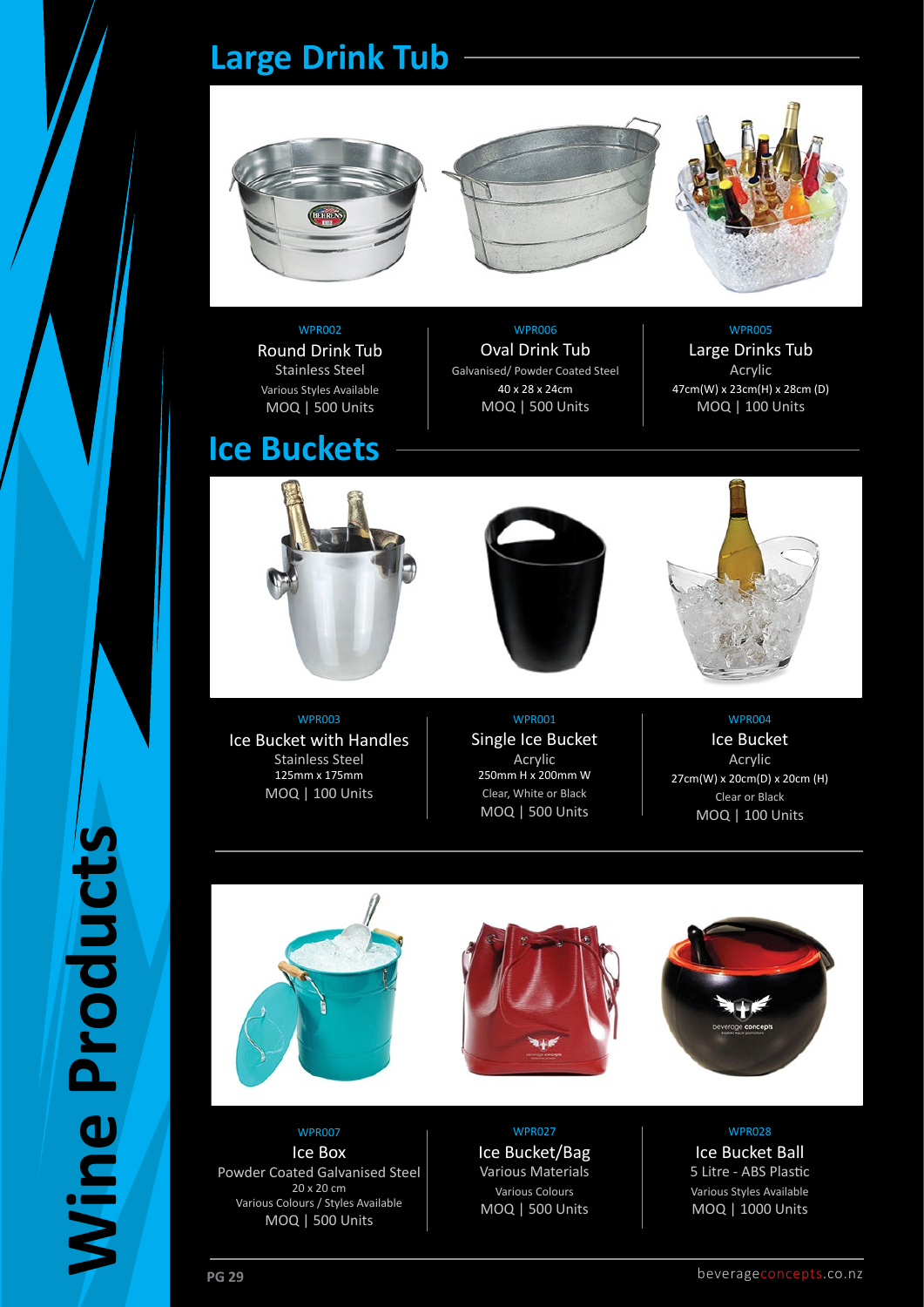## Large Drink Tub

WPR002
**Round Drink Tub**
Stainless Steel
Various Styles Available
MOQ | 500 Units

WPR006
**Oval Drink Tub**
Galvanised/ Powder Coated Steel
40 x 28 x 24cm
MOQ | 500 Units

WPR005
**Large Drinks Tub**
Acrylic
47cm(W) x 23cm(H) x 28cm (D)
MOQ | 100 Units

## Ice Buckets

WPR003
**Ice Bucket with Handles**
Stainless Steel
125mm x 175mm
MOQ | 100 Units

WPR001
**Single Ice Bucket**
Acrylic
250mm H x 200mm W
Clear, White or Black
MOQ | 500 Units

WPR004
**Ice Bucket**
Acrylic
27cm(W) x 20cm(D) x 20cm (H)
Clear or Black
MOQ | 100 Units

WPR007
**Ice Box**
Powder Coated Galvanised Steel
20 x 20 cm
Various Colours / Styles Available
MOQ | 500 Units

WPR027
**Ice Bucket/Bag**
Various Materials
Various Colours
MOQ | 500 Units

WPR028
**Ice Bucket Ball**
5 Litre - ABS Plastic
Various Styles Available
MOQ | 1000 Units

Wine Products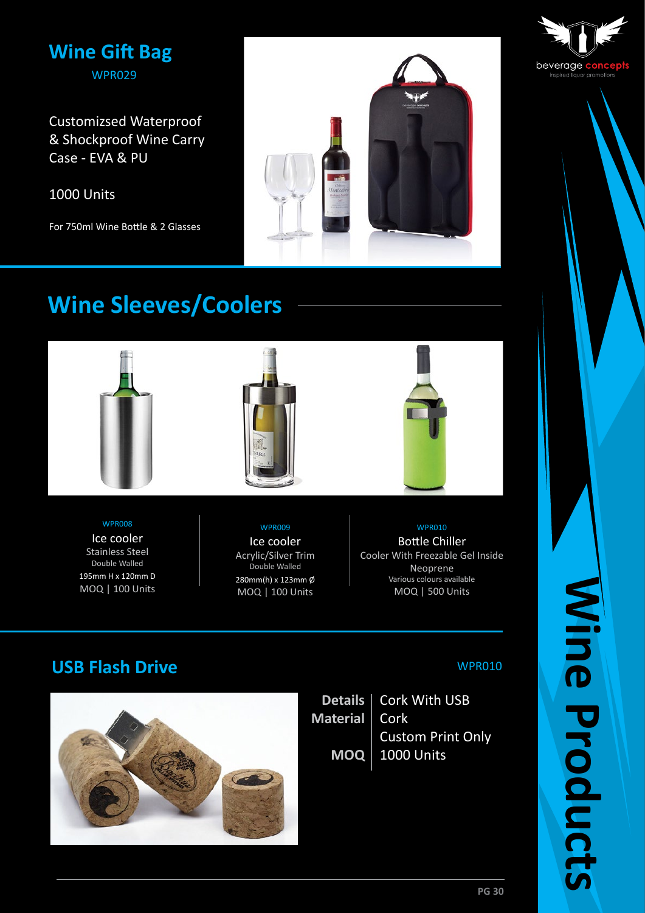# Wine Gift Bag

WPR029

Customizsed Waterproof & Shockproof Wine Carry Case - EVA & PU

1000 Units

For 750ml Wine Bottle & 2 Glasses

## Wine Sleeves/Coolers

WPR008
Ice cooler
Stainless Steel
Double Walled
195mm H x 120mm D
MOQ | 100 Units

WPR009
Ice cooler
Acrylic/Silver Trim
Double Walled
280mm(h) x 123mm Ø
MOQ | 100 Units

WPR010
Bottle Chiller
Cooler With Freezable Gel Inside
Neoprene
Various colours available
MOQ | 500 Units

## USB Flash Drive

WPR010

| | |
|---|---|
| **Details** | Cork With USB |
| **Material** | Cork |
| | Custom Print Only |
| **MOQ** | 1000 Units |

beverage concepts
inspired liquor promotions

Wine Products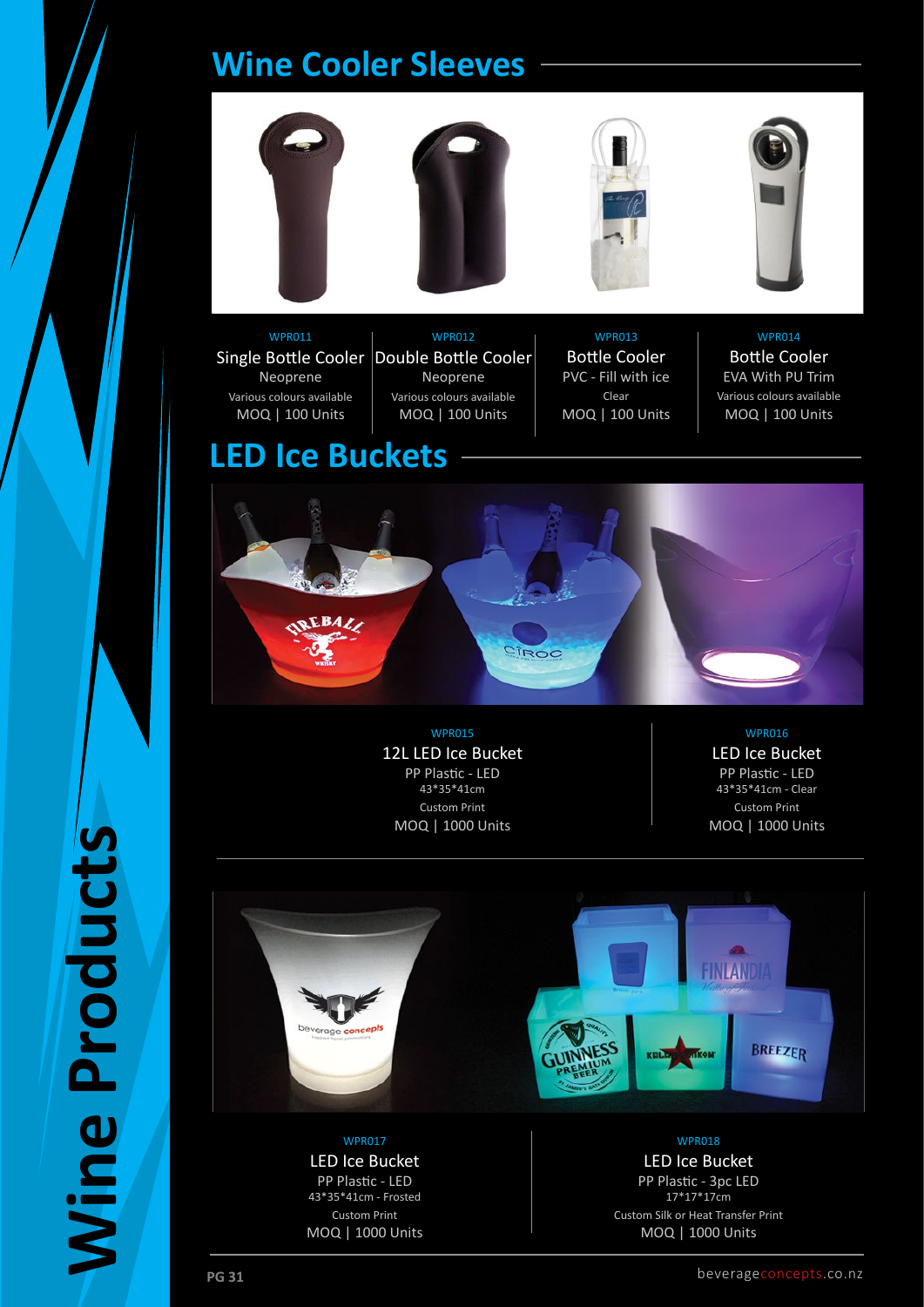# Wine Cooler Sleeves

WPR011
**Single Bottle Cooler**
Neoprene
Various colours available
MOQ | 100 Units

WPR012
**Double Bottle Cooler**
Neoprene
Various colours available
MOQ | 100 Units

WPR013
**Bottle Cooler**
PVC - Fill with ice
Clear
MOQ | 100 Units

WPR014
**Bottle Cooler**
EVA With PU Trim
Various colours available
MOQ | 100 Units

# LED Ice Buckets

WPR015
**12L LED Ice Bucket**
PP Plastic - LED
43*35*41cm
Custom Print
MOQ | 1000 Units

WPR016
**LED Ice Bucket**
PP Plastic - LED
43*35*41cm - Clear
Custom Print
MOQ | 1000 Units

WPR017
**LED Ice Bucket**
PP Plastic - LED
43*35*41cm - Frosted
Custom Print
MOQ | 1000 Units

WPR018
**LED Ice Bucket**
PP Plastic - 3pc LED
17*17*17cm
Custom Silk or Heat Transfer Print
MOQ | 1000 Units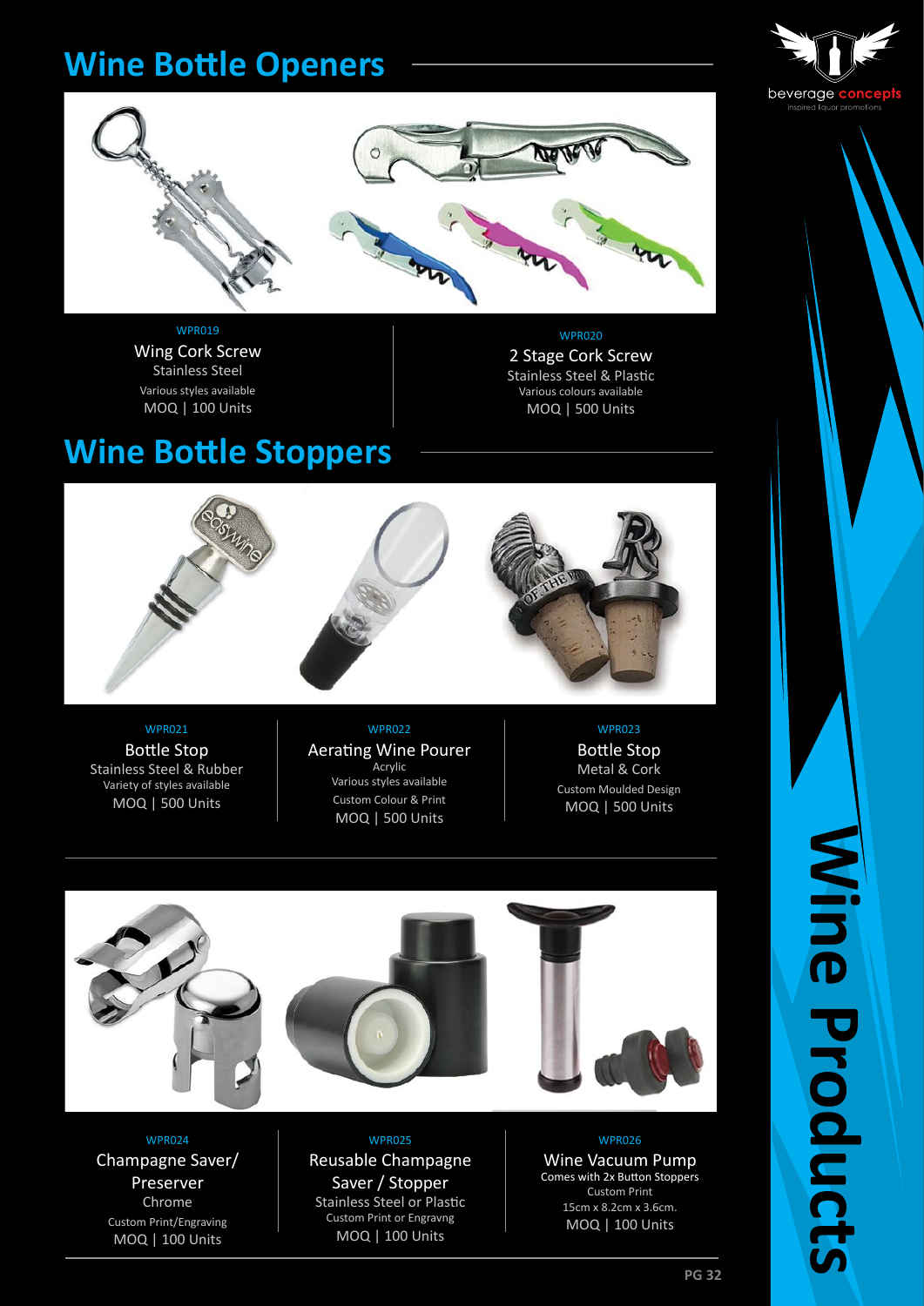# Wine Bottle Openers

WPR019

Wing Cork Screw

Stainless Steel

Various styles available

MOQ | 100 Units

WPR020

2 Stage Cork Screw

Stainless Steel & Plastic

Various colours available

MOQ | 500 Units

# Wine Bottle Stoppers

WPR021

Bottle Stop

Stainless Steel & Rubber

Variety of styles available

MOQ | 500 Units

WPR022

Aerating Wine Pourer

Acrylic

Various styles available

Custom Colour & Print

MOQ | 500 Units

WPR023

Bottle Stop

Metal & Cork

Custom Moulded Design

MOQ | 500 Units

WPR024

Champagne Saver/ Preserver

Chrome

Custom Print/Engraving

MOQ | 100 Units

WPR025

Reusable Champagne Saver / Stopper

Stainless Steel or Plastic

Custom Print or Engravng

MOQ | 100 Units

WPR026

Wine Vacuum Pump

Comes with 2x Button Stoppers

Custom Print

15cm x 8.2cm x 3.6cm.

MOQ | 100 Units

Wine Products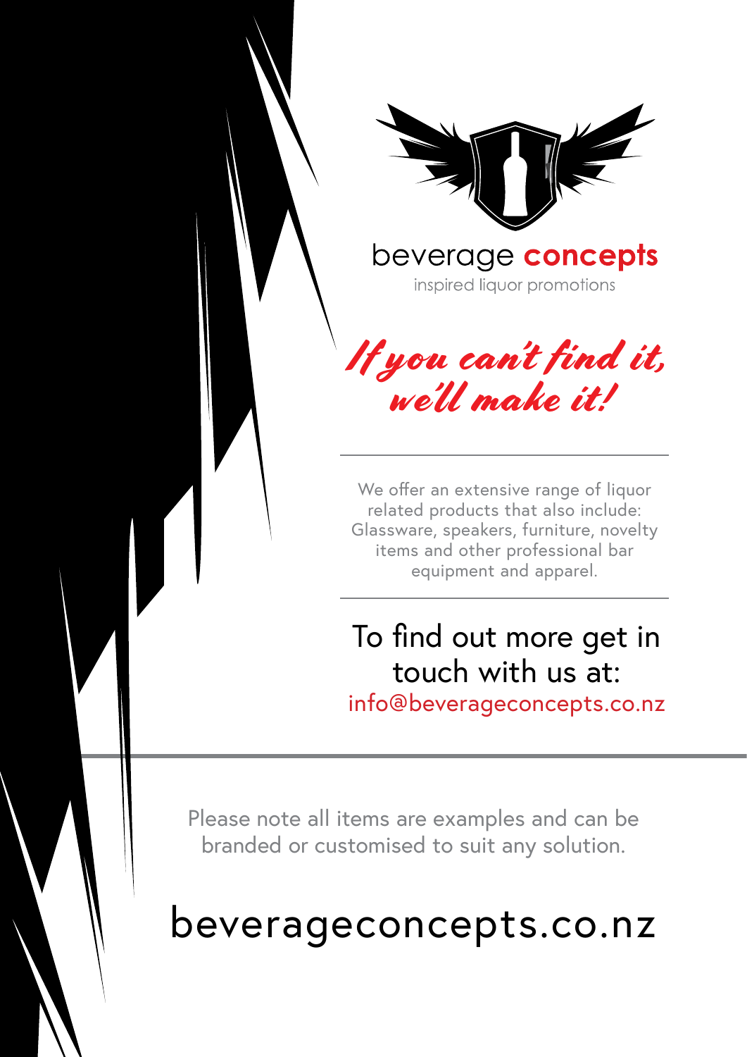beverage **concepts**

inspired liquor promotions

*If you can't find it, we'll make it!*

---

We offer an extensive range of liquor related products that also include: Glassware, speakers, furniture, novelty items and other professional bar equipment and apparel.

---

To find out more get in touch with us at:

info@beverageconcepts.co.nz

---

Please note all items are examples and can be branded or customised to suit any solution.

beverageconcepts.co.nz